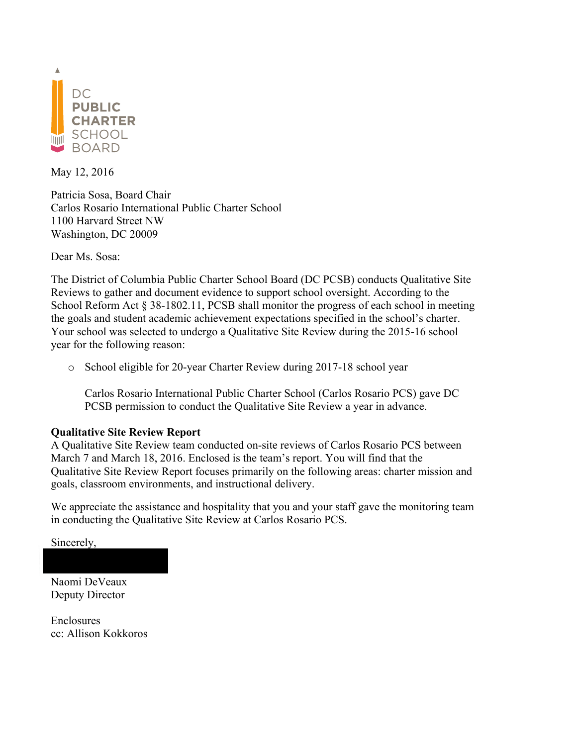DC PUBLIC CHARTER SCHOOL BOARD

May 12, 2016

Patricia Sosa, Board Chair
Carlos Rosario International Public Charter School
1100 Harvard Street NW
Washington, DC 20009

Dear Ms. Sosa:

The District of Columbia Public Charter School Board (DC PCSB) conducts Qualitative Site Reviews to gather and document evidence to support school oversight. According to the School Reform Act § 38-1802.11, PCSB shall monitor the progress of each school in meeting the goals and student academic achievement expectations specified in the school's charter. Your school was selected to undergo a Qualitative Site Review during the 2015-16 school year for the following reason:

- School eligible for 20-year Charter Review during 2017-18 school year

  Carlos Rosario International Public Charter School (Carlos Rosario PCS) gave DC PCSB permission to conduct the Qualitative Site Review a year in advance.

**Qualitative Site Review Report**
A Qualitative Site Review team conducted on-site reviews of Carlos Rosario PCS between March 7 and March 18, 2016. Enclosed is the team's report. You will find that the Qualitative Site Review Report focuses primarily on the following areas: charter mission and goals, classroom environments, and instructional delivery.

We appreciate the assistance and hospitality that you and your staff gave the monitoring team in conducting the Qualitative Site Review at Carlos Rosario PCS.

Sincerely,

Naomi DeVeaux
Deputy Director

Enclosures
cc: Allison Kokkoros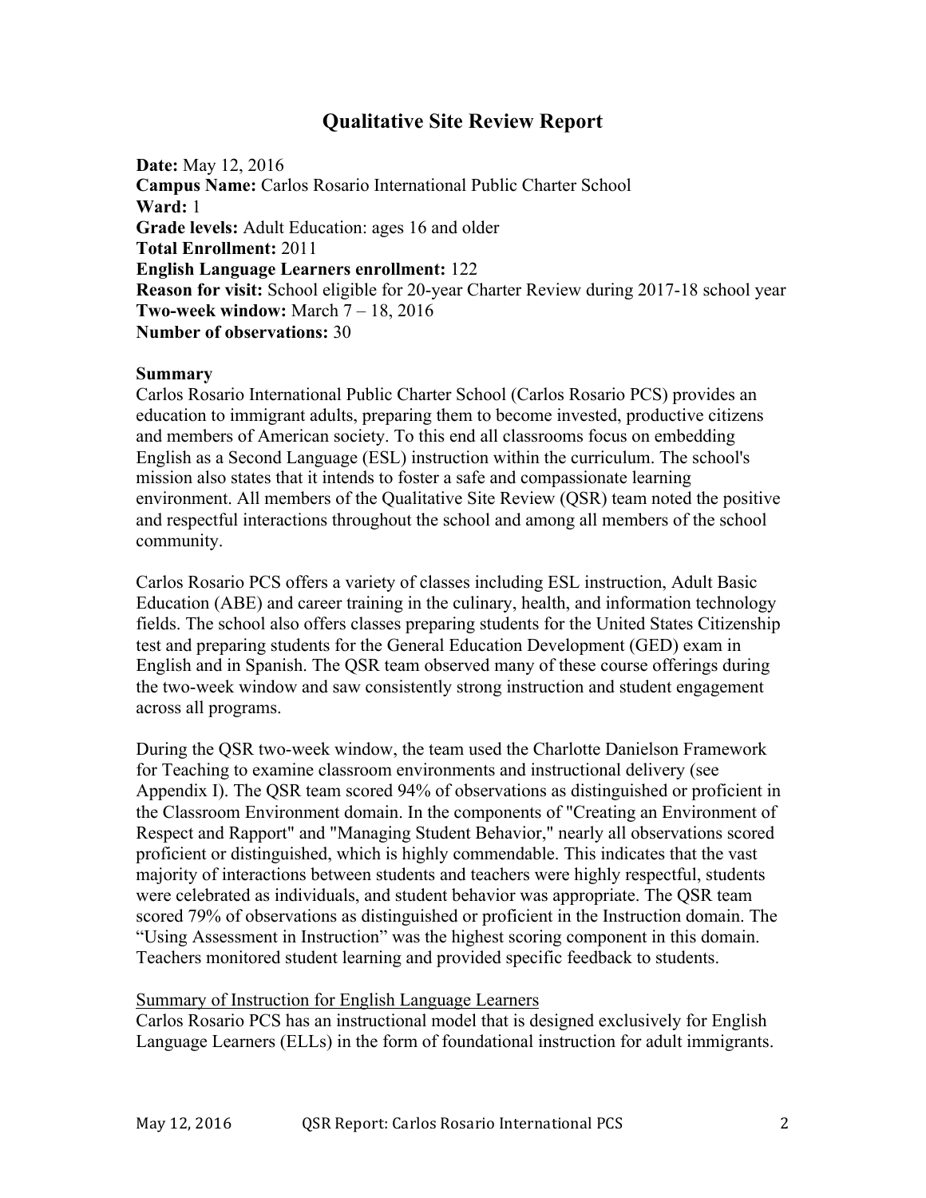# Qualitative Site Review Report

**Date:** May 12, 2016
**Campus Name:** Carlos Rosario International Public Charter School
**Ward:** 1
**Grade levels:** Adult Education: ages 16 and older
**Total Enrollment:** 2011
**English Language Learners enrollment:** 122
**Reason for visit:** School eligible for 20-year Charter Review during 2017-18 school year
**Two-week window:** March 7 – 18, 2016
**Number of observations:** 30

**Summary**

Carlos Rosario International Public Charter School (Carlos Rosario PCS) provides an education to immigrant adults, preparing them to become invested, productive citizens and members of American society. To this end all classrooms focus on embedding English as a Second Language (ESL) instruction within the curriculum. The school's mission also states that it intends to foster a safe and compassionate learning environment. All members of the Qualitative Site Review (QSR) team noted the positive and respectful interactions throughout the school and among all members of the school community.

Carlos Rosario PCS offers a variety of classes including ESL instruction, Adult Basic Education (ABE) and career training in the culinary, health, and information technology fields. The school also offers classes preparing students for the United States Citizenship test and preparing students for the General Education Development (GED) exam in English and in Spanish. The QSR team observed many of these course offerings during the two-week window and saw consistently strong instruction and student engagement across all programs.

During the QSR two-week window, the team used the Charlotte Danielson Framework for Teaching to examine classroom environments and instructional delivery (see Appendix I). The QSR team scored 94% of observations as distinguished or proficient in the Classroom Environment domain. In the components of "Creating an Environment of Respect and Rapport" and "Managing Student Behavior," nearly all observations scored proficient or distinguished, which is highly commendable. This indicates that the vast majority of interactions between students and teachers were highly respectful, students were celebrated as individuals, and student behavior was appropriate. The QSR team scored 79% of observations as distinguished or proficient in the Instruction domain. The "Using Assessment in Instruction" was the highest scoring component in this domain. Teachers monitored student learning and provided specific feedback to students.

<u>Summary of Instruction for English Language Learners</u>

Carlos Rosario PCS has an instructional model that is designed exclusively for English Language Learners (ELLs) in the form of foundational instruction for adult immigrants.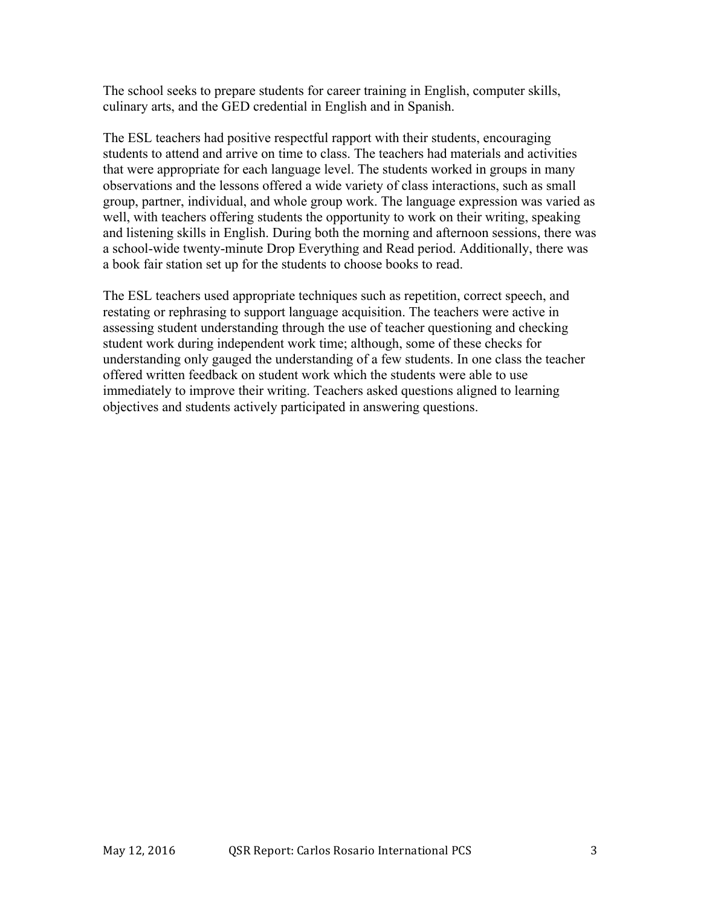The school seeks to prepare students for career training in English, computer skills, culinary arts, and the GED credential in English and in Spanish.

The ESL teachers had positive respectful rapport with their students, encouraging students to attend and arrive on time to class. The teachers had materials and activities that were appropriate for each language level. The students worked in groups in many observations and the lessons offered a wide variety of class interactions, such as small group, partner, individual, and whole group work. The language expression was varied as well, with teachers offering students the opportunity to work on their writing, speaking and listening skills in English. During both the morning and afternoon sessions, there was a school-wide twenty-minute Drop Everything and Read period. Additionally, there was a book fair station set up for the students to choose books to read.

The ESL teachers used appropriate techniques such as repetition, correct speech, and restating or rephrasing to support language acquisition. The teachers were active in assessing student understanding through the use of teacher questioning and checking student work during independent work time; although, some of these checks for understanding only gauged the understanding of a few students. In one class the teacher offered written feedback on student work which the students were able to use immediately to improve their writing. Teachers asked questions aligned to learning objectives and students actively participated in answering questions.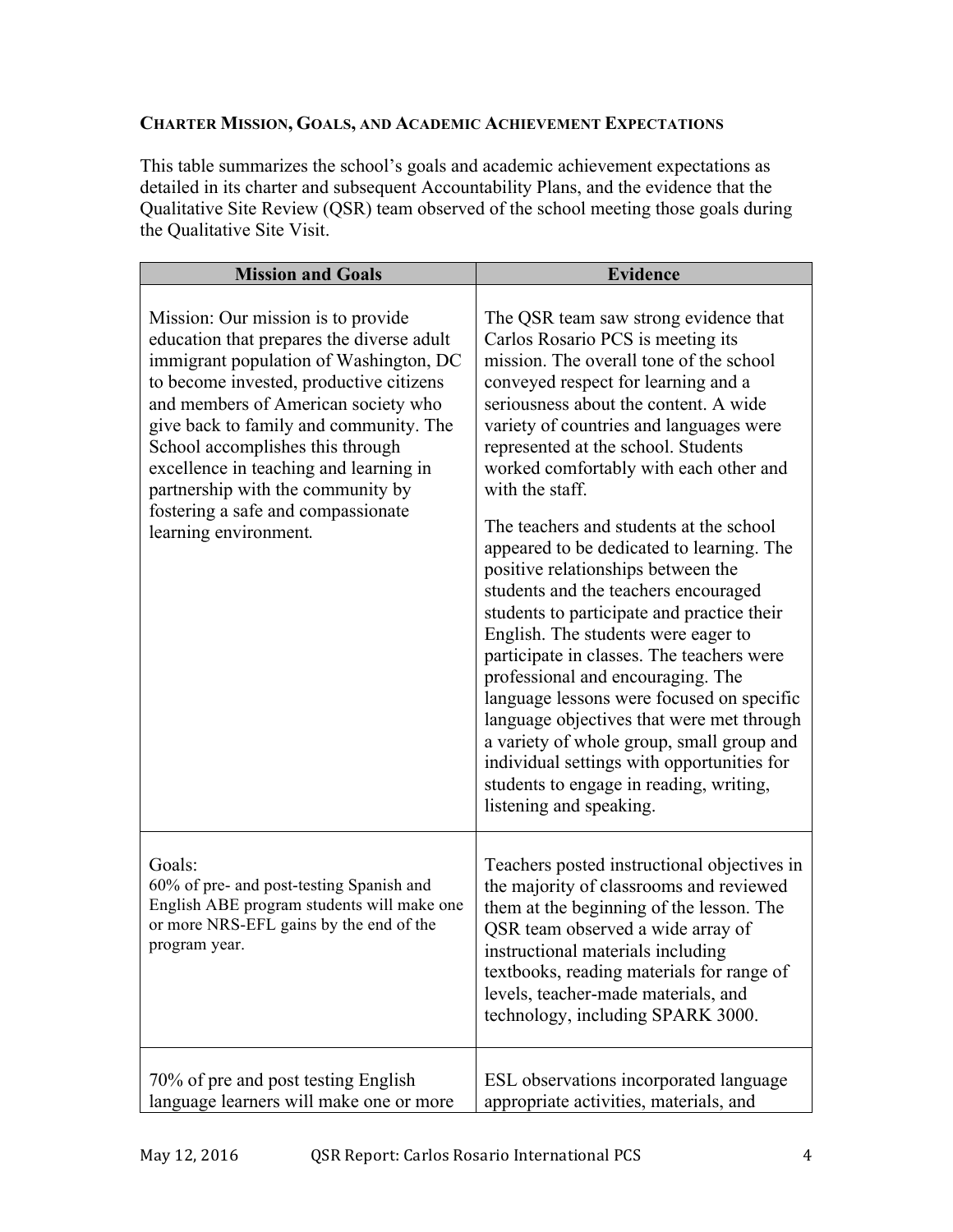### Charter Mission, Goals, and Academic Achievement Expectations

This table summarizes the school's goals and academic achievement expectations as detailed in its charter and subsequent Accountability Plans, and the evidence that the Qualitative Site Review (QSR) team observed of the school meeting those goals during the Qualitative Site Visit.

| Mission and Goals | Evidence |
|---|---|
| Mission: Our mission is to provide education that prepares the diverse adult immigrant population of Washington, DC to become invested, productive citizens and members of American society who give back to family and community. The School accomplishes this through excellence in teaching and learning in partnership with the community by fostering a safe and compassionate learning environment. | The QSR team saw strong evidence that Carlos Rosario PCS is meeting its mission. The overall tone of the school conveyed respect for learning and a seriousness about the content. A wide variety of countries and languages were represented at the school. Students worked comfortably with each other and with the staff.<br><br>The teachers and students at the school appeared to be dedicated to learning. The positive relationships between the students and the teachers encouraged students to participate and practice their English. The students were eager to participate in classes. The teachers were professional and encouraging. The language lessons were focused on specific language objectives that were met through a variety of whole group, small group and individual settings with opportunities for students to engage in reading, writing, listening and speaking. |
| Goals:<br>60% of pre- and post-testing Spanish and English ABE program students will make one or more NRS-EFL gains by the end of the program year. | Teachers posted instructional objectives in the majority of classrooms and reviewed them at the beginning of the lesson. The QSR team observed a wide array of instructional materials including textbooks, reading materials for range of levels, teacher-made materials, and technology, including SPARK 3000. |
| 70% of pre and post testing English language learners will make one or more | ESL observations incorporated language appropriate activities, materials, and |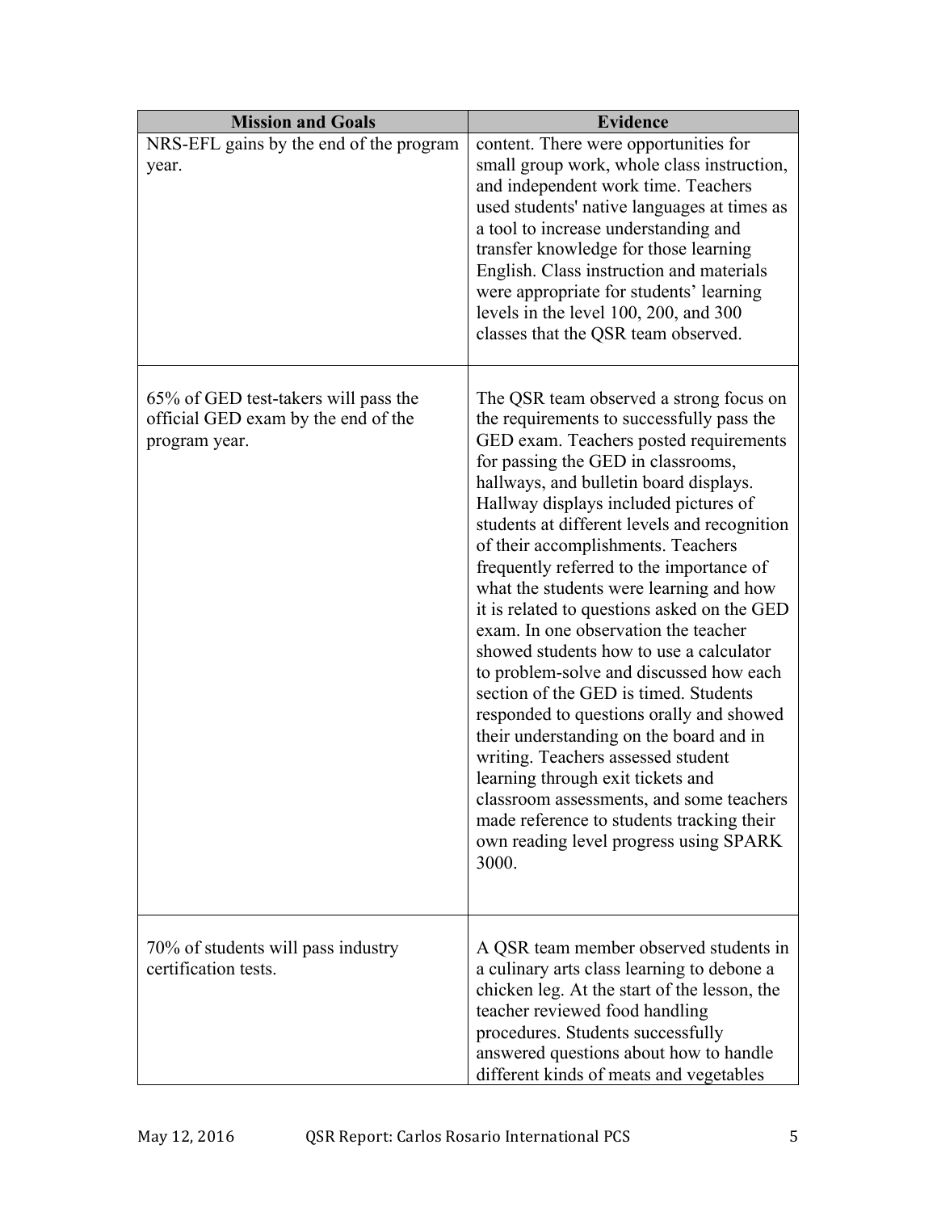| Mission and Goals | Evidence |
| --- | --- |
| NRS-EFL gains by the end of the program year. | content. There were opportunities for small group work, whole class instruction, and independent work time. Teachers used students' native languages at times as a tool to increase understanding and transfer knowledge for those learning English. Class instruction and materials were appropriate for students' learning levels in the level 100, 200, and 300 classes that the QSR team observed. |
| 65% of GED test-takers will pass the official GED exam by the end of the program year. | The QSR team observed a strong focus on the requirements to successfully pass the GED exam. Teachers posted requirements for passing the GED in classrooms, hallways, and bulletin board displays. Hallway displays included pictures of students at different levels and recognition of their accomplishments. Teachers frequently referred to the importance of what the students were learning and how it is related to questions asked on the GED exam. In one observation the teacher showed students how to use a calculator to problem-solve and discussed how each section of the GED is timed. Students responded to questions orally and showed their understanding on the board and in writing. Teachers assessed student learning through exit tickets and classroom assessments, and some teachers made reference to students tracking their own reading level progress using SPARK 3000. |
| 70% of students will pass industry certification tests. | A QSR team member observed students in a culinary arts class learning to debone a chicken leg. At the start of the lesson, the teacher reviewed food handling procedures. Students successfully answered questions about how to handle different kinds of meats and vegetables |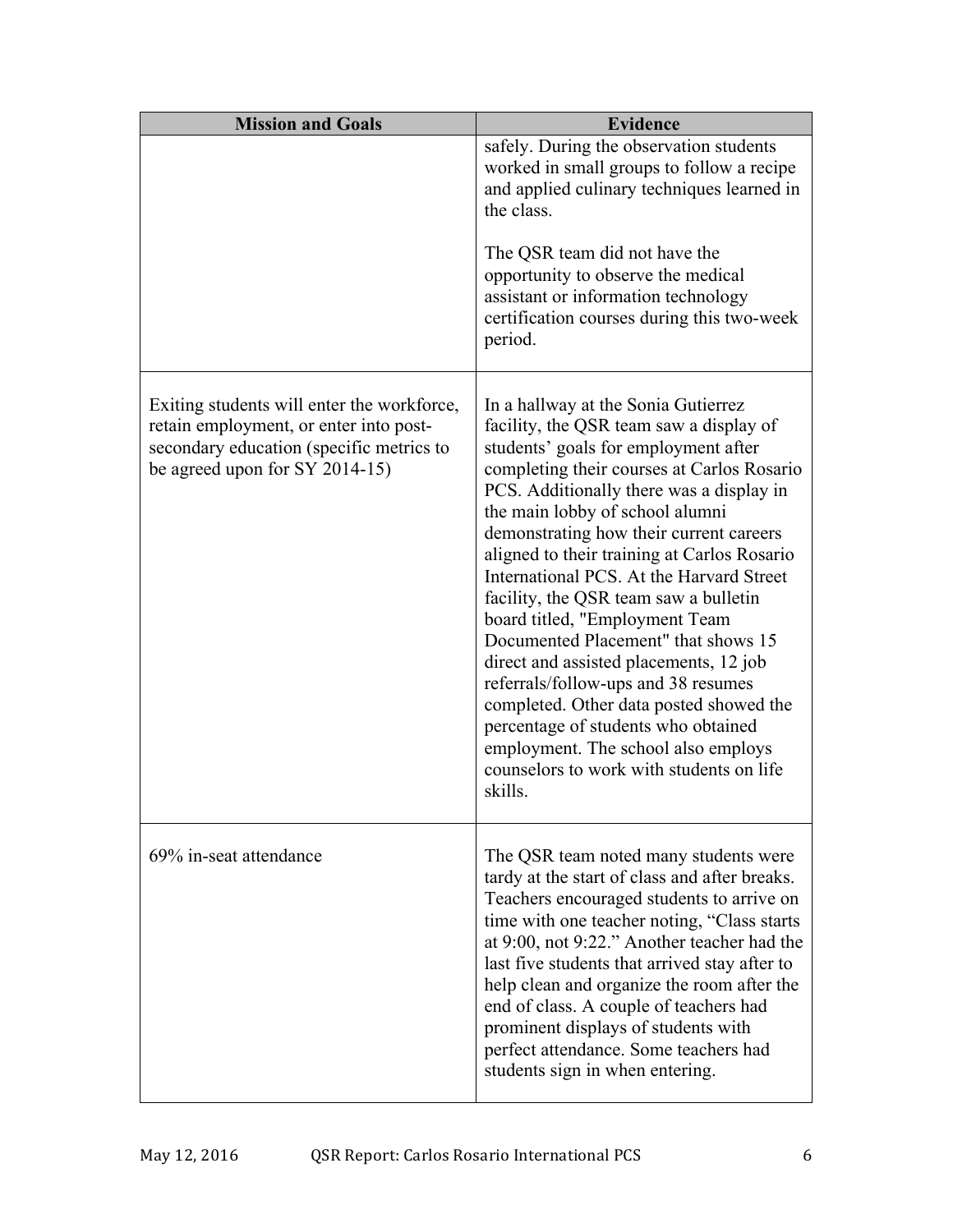| Mission and Goals | Evidence |
|---|---|
| | safely. During the observation students worked in small groups to follow a recipe and applied culinary techniques learned in the class.<br><br>The QSR team did not have the opportunity to observe the medical assistant or information technology certification courses during this two-week period. |
| Exiting students will enter the workforce, retain employment, or enter into post-secondary education (specific metrics to be agreed upon for SY 2014-15) | In a hallway at the Sonia Gutierrez facility, the QSR team saw a display of students' goals for employment after completing their courses at Carlos Rosario PCS. Additionally there was a display in the main lobby of school alumni demonstrating how their current careers aligned to their training at Carlos Rosario International PCS. At the Harvard Street facility, the QSR team saw a bulletin board titled, "Employment Team Documented Placement" that shows 15 direct and assisted placements, 12 job referrals/follow-ups and 38 resumes completed. Other data posted showed the percentage of students who obtained employment. The school also employs counselors to work with students on life skills. |
| 69% in-seat attendance | The QSR team noted many students were tardy at the start of class and after breaks. Teachers encouraged students to arrive on time with one teacher noting, "Class starts at 9:00, not 9:22." Another teacher had the last five students that arrived stay after to help clean and organize the room after the end of class. A couple of teachers had prominent displays of students with perfect attendance. Some teachers had students sign in when entering. |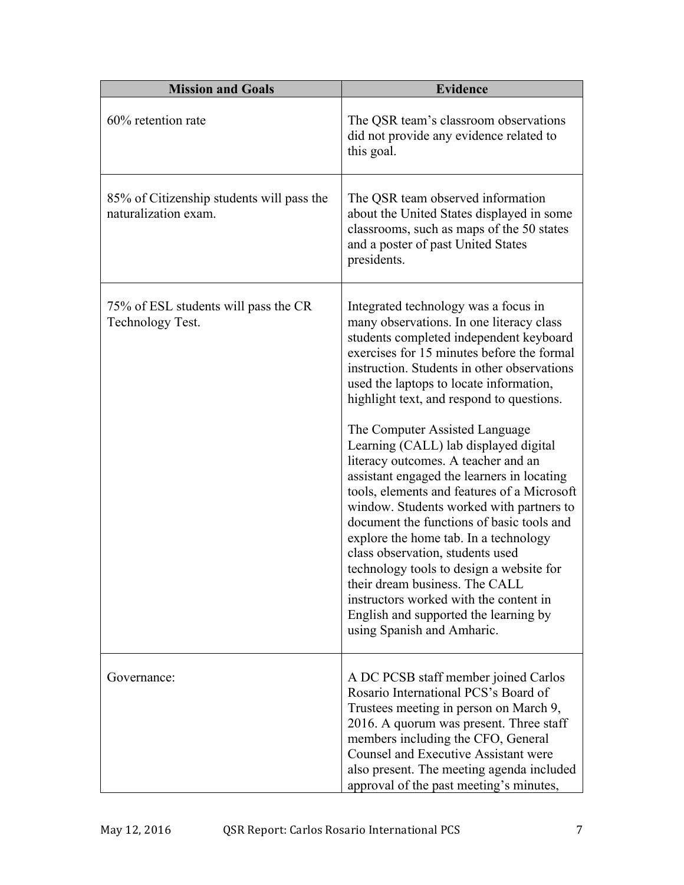| Mission and Goals | Evidence |
| --- | --- |
| 60% retention rate | The QSR team's classroom observations did not provide any evidence related to this goal. |
| 85% of Citizenship students will pass the naturalization exam. | The QSR team observed information about the United States displayed in some classrooms, such as maps of the 50 states and a poster of past United States presidents. |
| 75% of ESL students will pass the CR Technology Test. | Integrated technology was a focus in many observations. In one literacy class students completed independent keyboard exercises for 15 minutes before the formal instruction. Students in other observations used the laptops to locate information, highlight text, and respond to questions.<br><br>The Computer Assisted Language Learning (CALL) lab displayed digital literacy outcomes. A teacher and an assistant engaged the learners in locating tools, elements and features of a Microsoft window. Students worked with partners to document the functions of basic tools and explore the home tab. In a technology class observation, students used technology tools to design a website for their dream business. The CALL instructors worked with the content in English and supported the learning by using Spanish and Amharic. |
| Governance: | A DC PCSB staff member joined Carlos Rosario International PCS's Board of Trustees meeting in person on March 9, 2016. A quorum was present. Three staff members including the CFO, General Counsel and Executive Assistant were also present. The meeting agenda included approval of the past meeting's minutes, |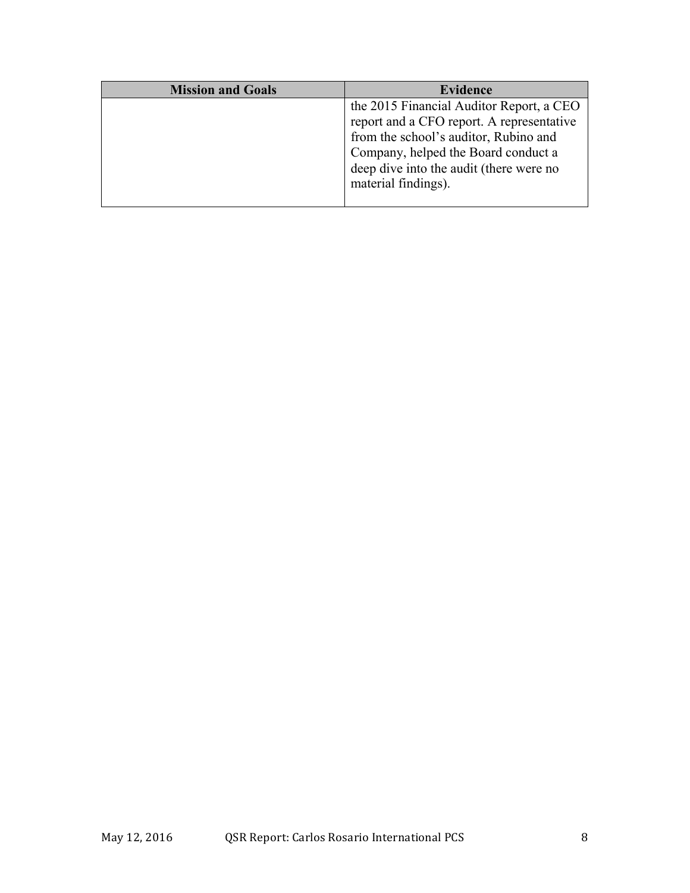| Mission and Goals | Evidence |
|---|---|
| | the 2015 Financial Auditor Report, a CEO report and a CFO report. A representative from the school's auditor, Rubino and Company, helped the Board conduct a deep dive into the audit (there were no material findings). |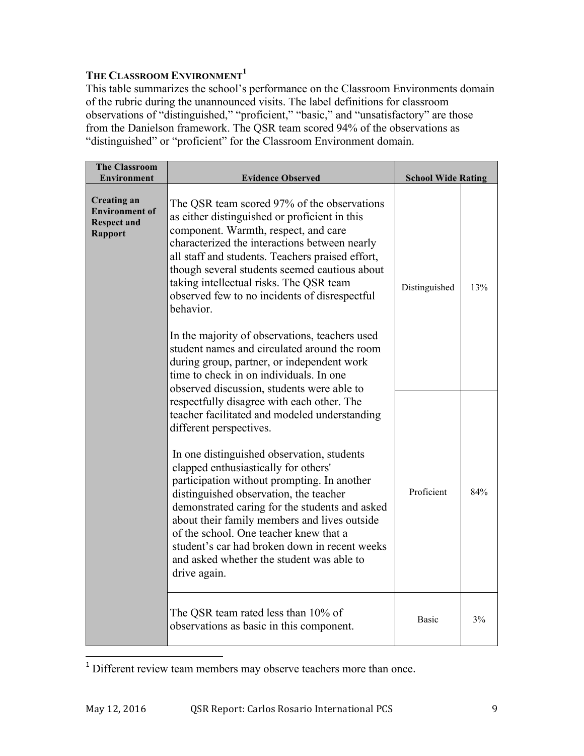## The Classroom Environment[1]

This table summarizes the school's performance on the Classroom Environments domain of the rubric during the unannounced visits. The label definitions for classroom observations of "distinguished," "proficient," "basic," and "unsatisfactory" are those from the Danielson framework. The QSR team scored 94% of the observations as "distinguished" or "proficient" for the Classroom Environment domain.

| The Classroom Environment | Evidence Observed | School Wide Rating | |
|---|---|---|---|
| **Creating an Environment of Respect and Rapport** | The QSR team scored 97% of the observations as either distinguished or proficient in this component. Warmth, respect, and care characterized the interactions between nearly all staff and students. Teachers praised effort, though several students seemed cautious about taking intellectual risks. The QSR team observed few to no incidents of disrespectful behavior.<br><br>In the majority of observations, teachers used student names and circulated around the room during group, partner, or independent work time to check in on individuals. In one observed discussion, students were able to respectfully disagree with each other. The teacher facilitated and modeled understanding different perspectives.<br><br>In one distinguished observation, students clapped enthusiastically for others' participation without prompting. In another distinguished observation, the teacher demonstrated caring for the students and asked about their family members and lives outside of the school. One teacher knew that a student's car had broken down in recent weeks and asked whether the student was able to drive again. | Distinguished | 13% |
| | | Proficient | 84% |
| | The QSR team rated less than 10% of observations as basic in this component. | Basic | 3% |

[1] Different review team members may observe teachers more than once.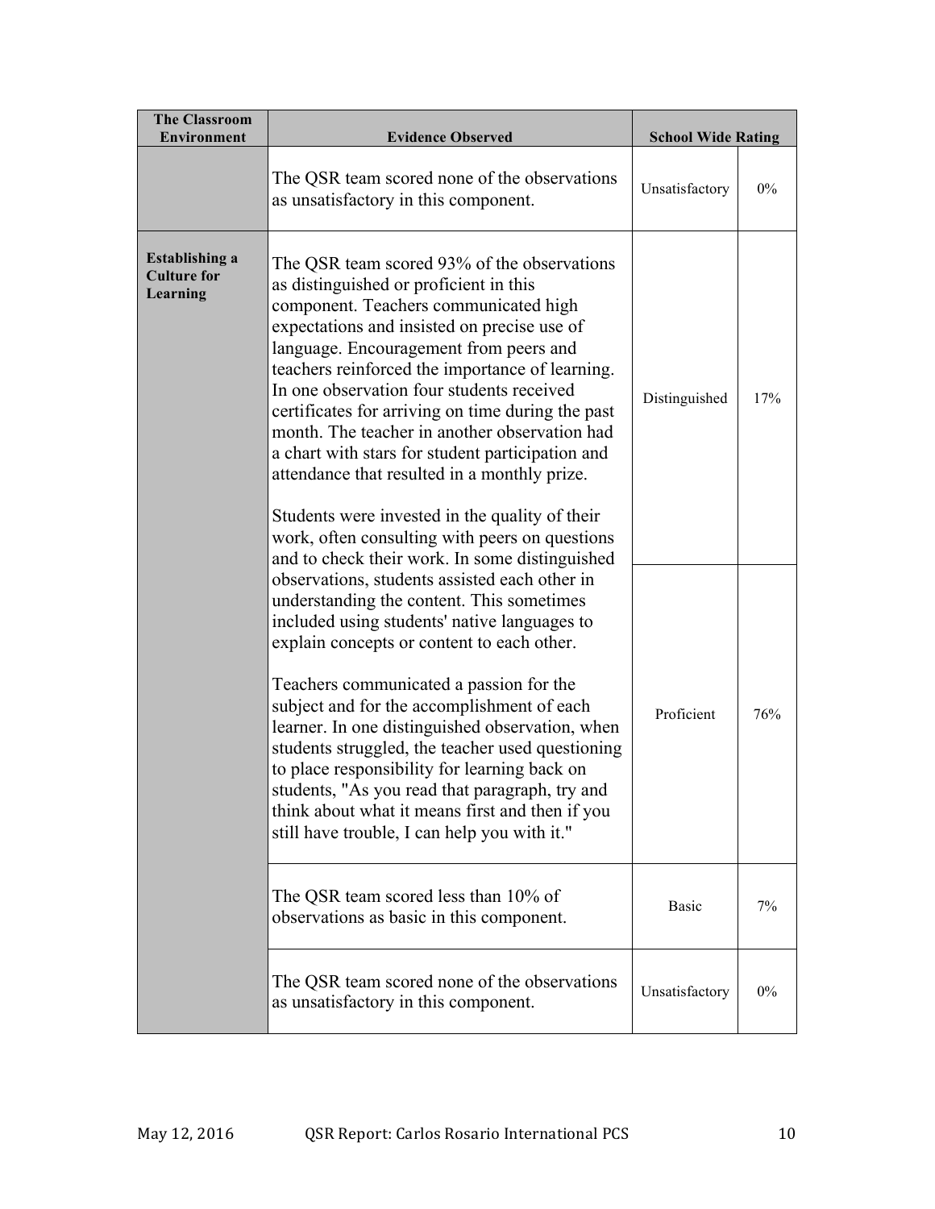| The Classroom Environment | Evidence Observed | School Wide Rating | |
|---|---|---|---|
| | The QSR team scored none of the observations as unsatisfactory in this component. | Unsatisfactory | 0% |
| **Establishing a Culture for Learning** | The QSR team scored 93% of the observations as distinguished or proficient in this component. Teachers communicated high expectations and insisted on precise use of language. Encouragement from peers and teachers reinforced the importance of learning. In one observation four students received certificates for arriving on time during the past month. The teacher in another observation had a chart with stars for student participation and attendance that resulted in a monthly prize.<br><br>Students were invested in the quality of their work, often consulting with peers on questions and to check their work. In some distinguished observations, students assisted each other in understanding the content. This sometimes included using students' native languages to explain concepts or content to each other.<br><br>Teachers communicated a passion for the subject and for the accomplishment of each learner. In one distinguished observation, when students struggled, the teacher used questioning to place responsibility for learning back on students, "As you read that paragraph, try and think about what it means first and then if you still have trouble, I can help you with it." | Distinguished | 17% |
| | | Proficient | 76% |
| | The QSR team scored less than 10% of observations as basic in this component. | Basic | 7% |
| | The QSR team scored none of the observations as unsatisfactory in this component. | Unsatisfactory | 0% |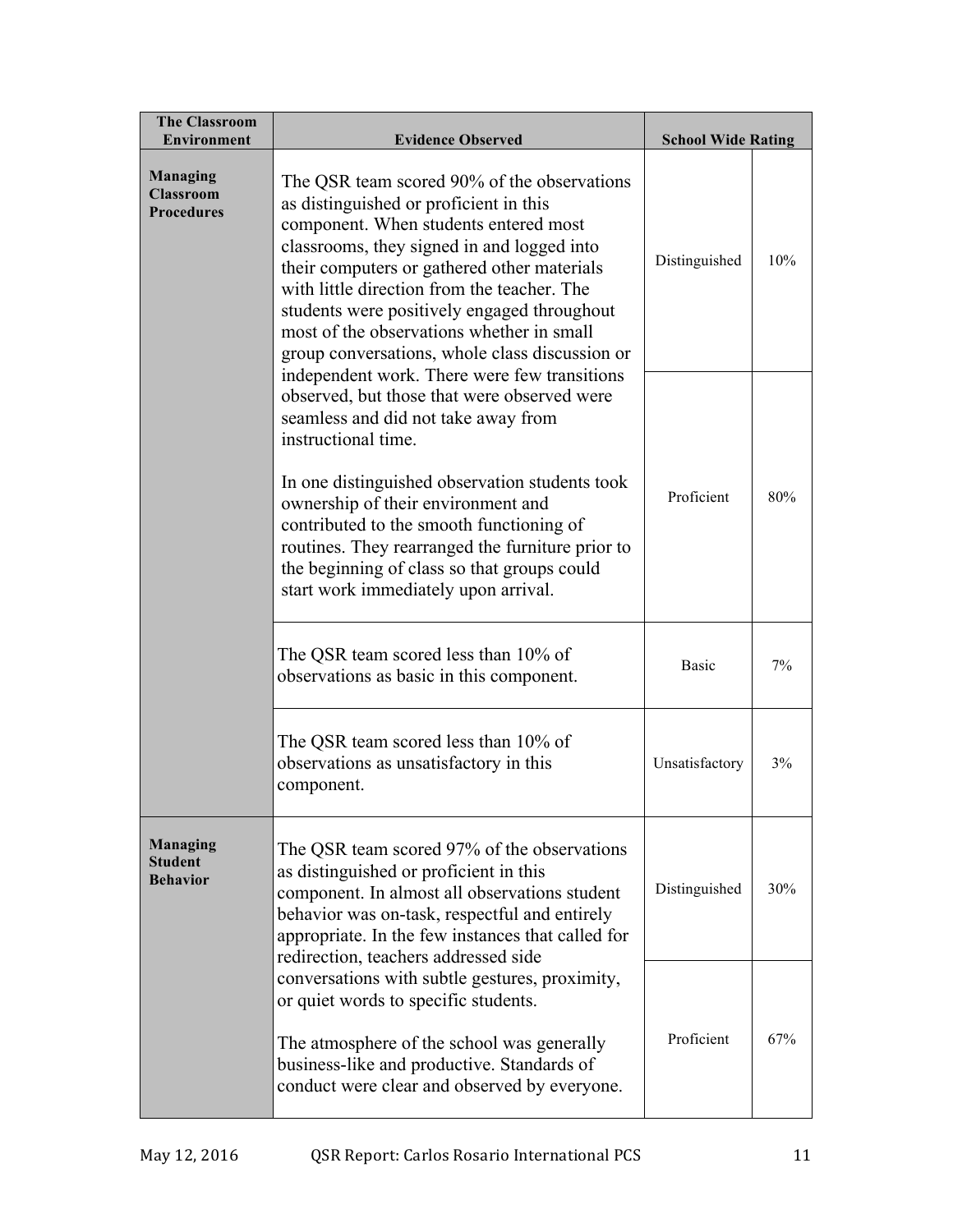| The Classroom Environment | Evidence Observed | School Wide Rating | |
|---|---|---|---|
| **Managing Classroom Procedures** | The QSR team scored 90% of the observations as distinguished or proficient in this component. When students entered most classrooms, they signed in and logged into their computers or gathered other materials with little direction from the teacher. The students were positively engaged throughout most of the observations whether in small group conversations, whole class discussion or independent work. There were few transitions observed, but those that were observed were seamless and did not take away from instructional time.<br><br>In one distinguished observation students took ownership of their environment and contributed to the smooth functioning of routines. They rearranged the furniture prior to the beginning of class so that groups could start work immediately upon arrival. | Distinguished | 10% |
| | | Proficient | 80% |
| | The QSR team scored less than 10% of observations as basic in this component. | Basic | 7% |
| | The QSR team scored less than 10% of observations as unsatisfactory in this component. | Unsatisfactory | 3% |
| **Managing Student Behavior** | The QSR team scored 97% of the observations as distinguished or proficient in this component. In almost all observations student behavior was on-task, respectful and entirely appropriate. In the few instances that called for redirection, teachers addressed side conversations with subtle gestures, proximity, or quiet words to specific students.<br><br>The atmosphere of the school was generally business-like and productive. Standards of conduct were clear and observed by everyone. | Distinguished | 30% |
| | | Proficient | 67% |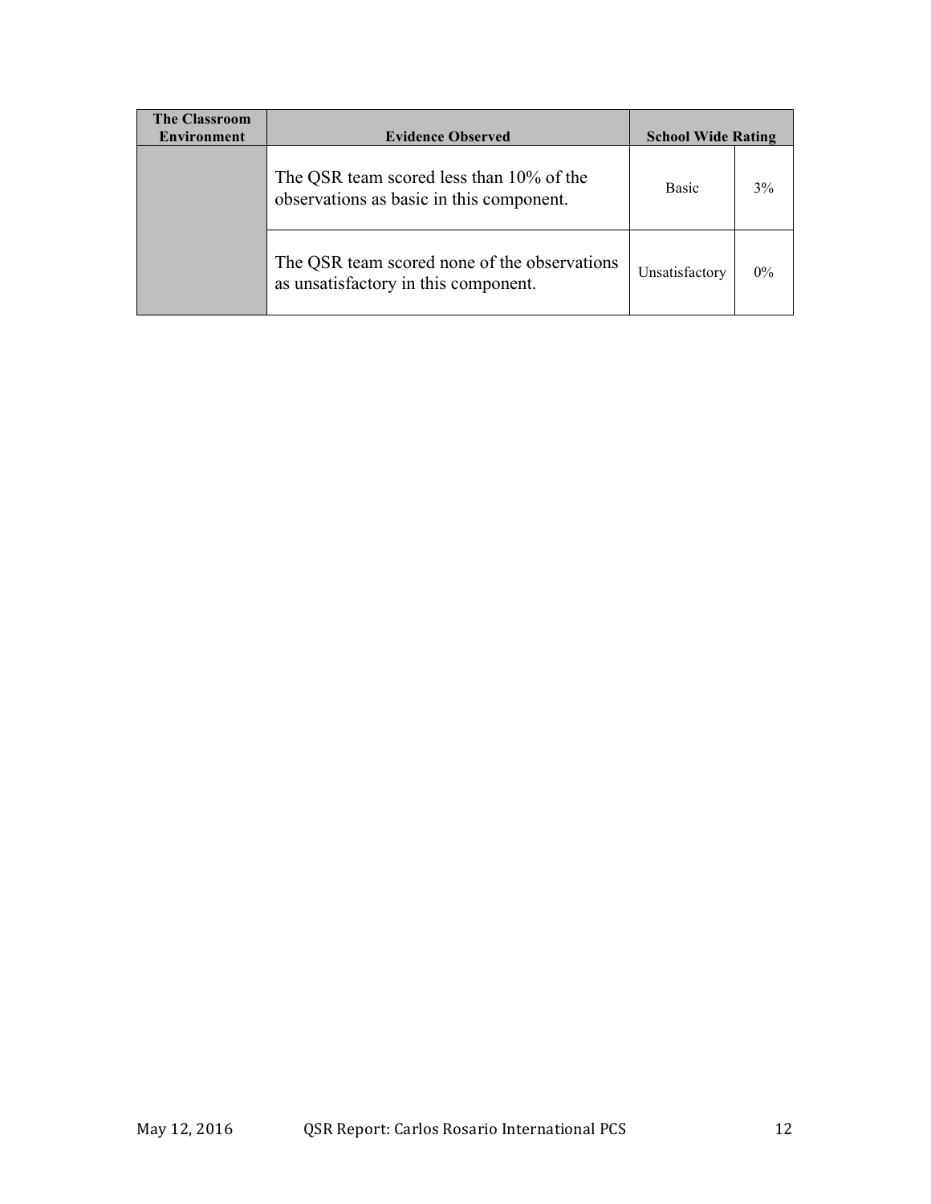| The Classroom Environment | Evidence Observed | School Wide Rating | |
|---|---|---|---|
| | The QSR team scored less than 10% of the observations as basic in this component. | Basic | 3% |
| | The QSR team scored none of the observations as unsatisfactory in this component. | Unsatisfactory | 0% |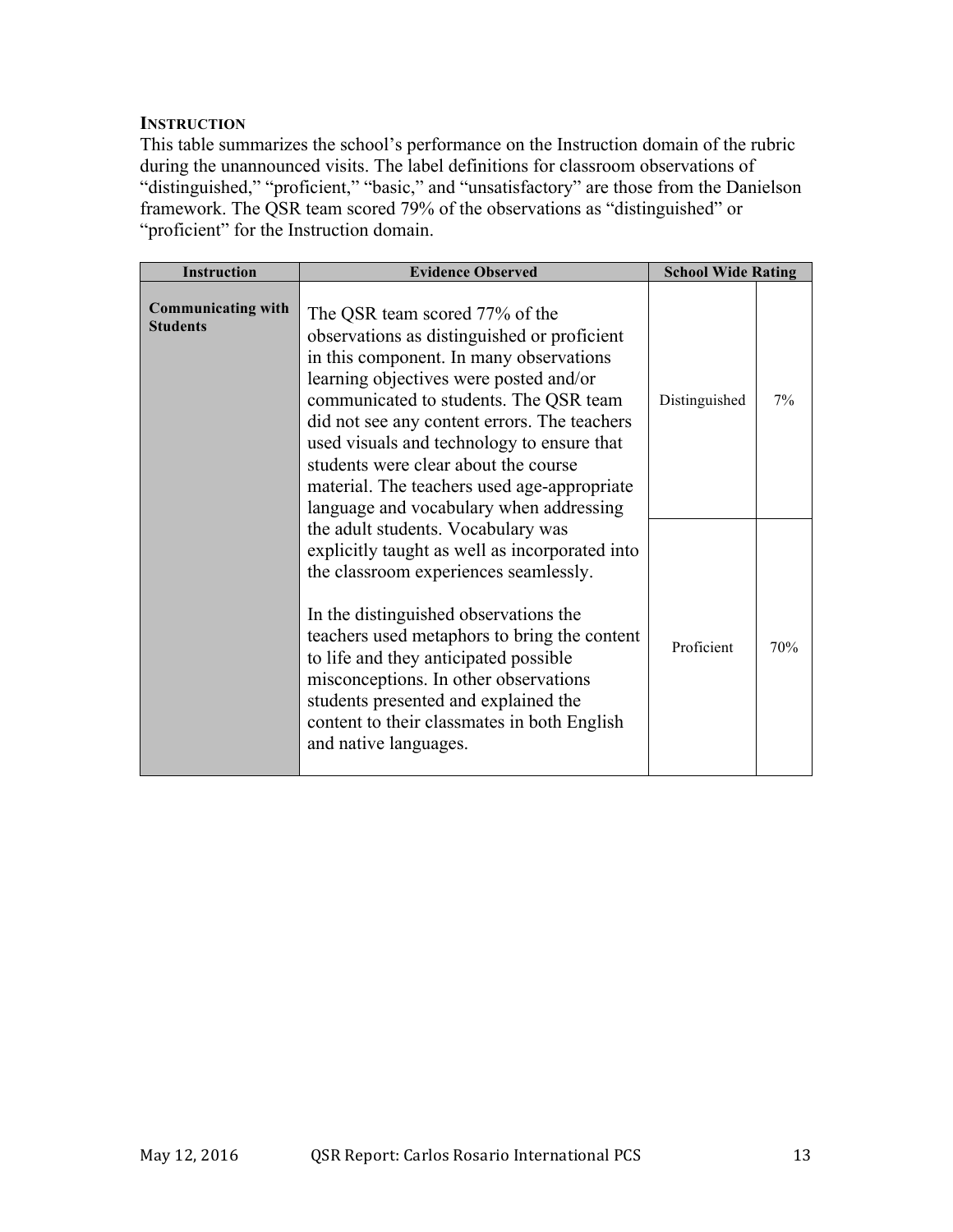### INSTRUCTION

This table summarizes the school's performance on the Instruction domain of the rubric during the unannounced visits. The label definitions for classroom observations of "distinguished," "proficient," "basic," and "unsatisfactory" are those from the Danielson framework. The QSR team scored 79% of the observations as "distinguished" or "proficient" for the Instruction domain.

| Instruction | Evidence Observed | School Wide Rating | |
|---|---|---|---|
| **Communicating with Students** | The QSR team scored 77% of the observations as distinguished or proficient in this component. In many observations learning objectives were posted and/or communicated to students. The QSR team did not see any content errors. The teachers used visuals and technology to ensure that students were clear about the course material. The teachers used age-appropriate language and vocabulary when addressing the adult students. Vocabulary was explicitly taught as well as incorporated into the classroom experiences seamlessly.<br><br>In the distinguished observations the teachers used metaphors to bring the content to life and they anticipated possible misconceptions. In other observations students presented and explained the content to their classmates in both English and native languages. | Distinguished | 7% |
| | | Proficient | 70% |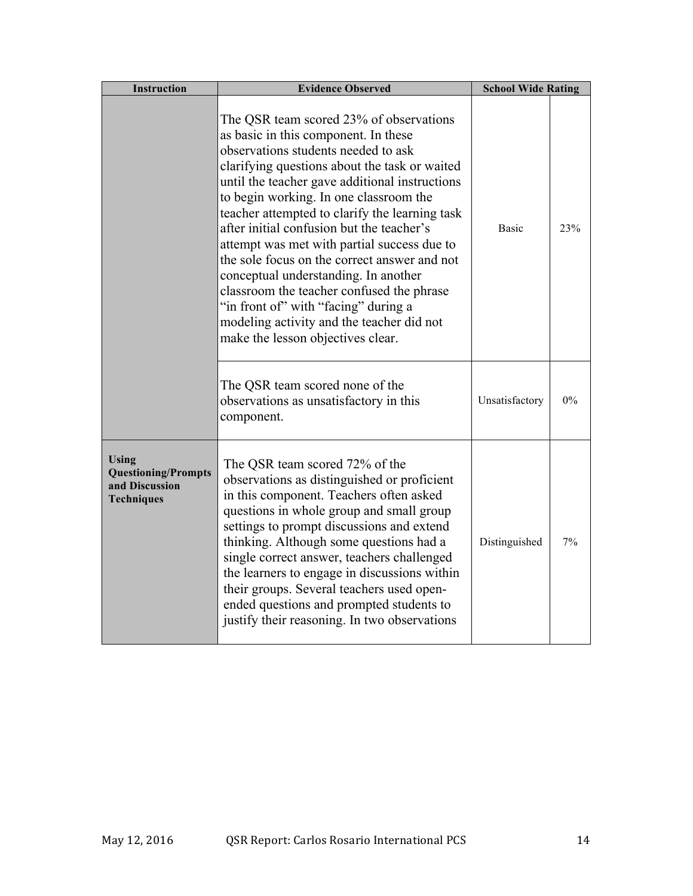| Instruction | Evidence Observed | School Wide Rating | |
|---|---|---|---|
| | The QSR team scored 23% of observations as basic in this component. In these observations students needed to ask clarifying questions about the task or waited until the teacher gave additional instructions to begin working. In one classroom the teacher attempted to clarify the learning task after initial confusion but the teacher's attempt was met with partial success due to the sole focus on the correct answer and not conceptual understanding. In another classroom the teacher confused the phrase "in front of" with "facing" during a modeling activity and the teacher did not make the lesson objectives clear. | Basic | 23% |
| | The QSR team scored none of the observations as unsatisfactory in this component. | Unsatisfactory | 0% |
| **Using Questioning/Prompts and Discussion Techniques** | The QSR team scored 72% of the observations as distinguished or proficient in this component. Teachers often asked questions in whole group and small group settings to prompt discussions and extend thinking. Although some questions had a single correct answer, teachers challenged the learners to engage in discussions within their groups. Several teachers used open-ended questions and prompted students to justify their reasoning. In two observations | Distinguished | 7% |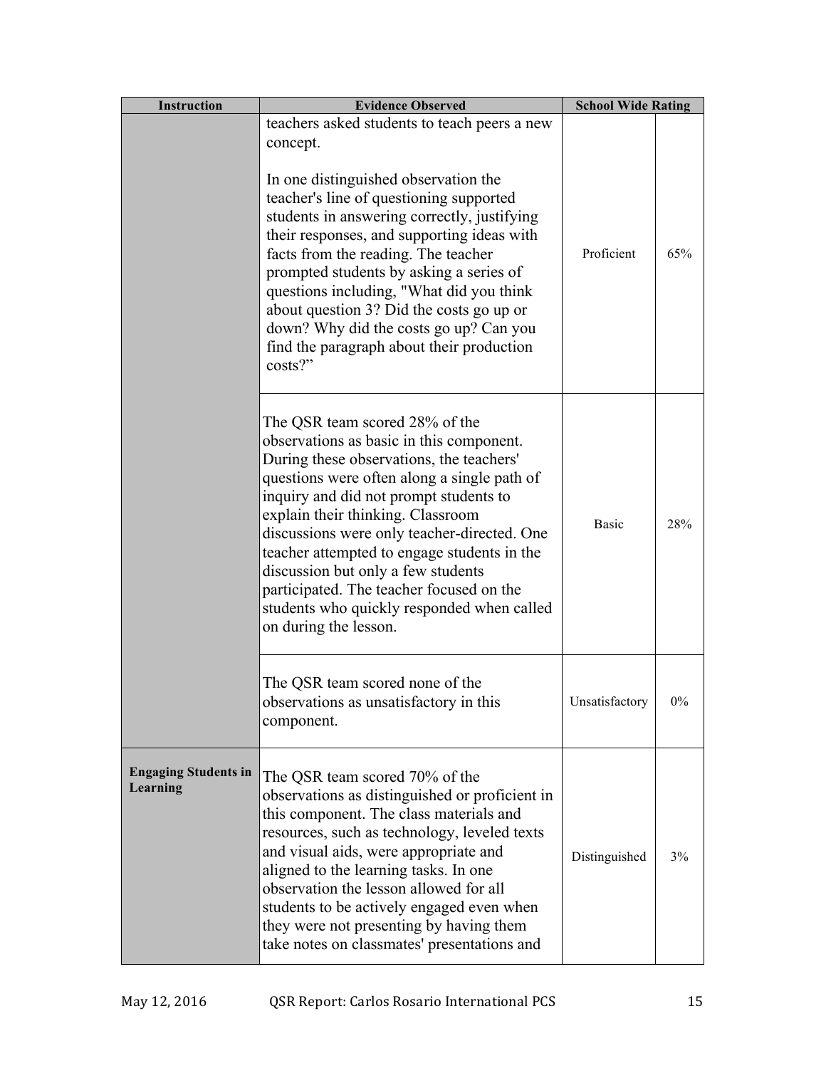| Instruction | Evidence Observed | School Wide Rating | |
|---|---|---|---|
| | teachers asked students to teach peers a new concept.<br><br>In one distinguished observation the teacher's line of questioning supported students in answering correctly, justifying their responses, and supporting ideas with facts from the reading. The teacher prompted students by asking a series of questions including, "What did you think about question 3? Did the costs go up or down? Why did the costs go up? Can you find the paragraph about their production costs?" | Proficient | 65% |
| | The QSR team scored 28% of the observations as basic in this component. During these observations, the teachers' questions were often along a single path of inquiry and did not prompt students to explain their thinking. Classroom discussions were only teacher-directed. One teacher attempted to engage students in the discussion but only a few students participated. The teacher focused on the students who quickly responded when called on during the lesson. | Basic | 28% |
| | The QSR team scored none of the observations as unsatisfactory in this component. | Unsatisfactory | 0% |
| **Engaging Students in Learning** | The QSR team scored 70% of the observations as distinguished or proficient in this component. The class materials and resources, such as technology, leveled texts and visual aids, were appropriate and aligned to the learning tasks. In one observation the lesson allowed for all students to be actively engaged even when they were not presenting by having them take notes on classmates' presentations and | Distinguished | 3% |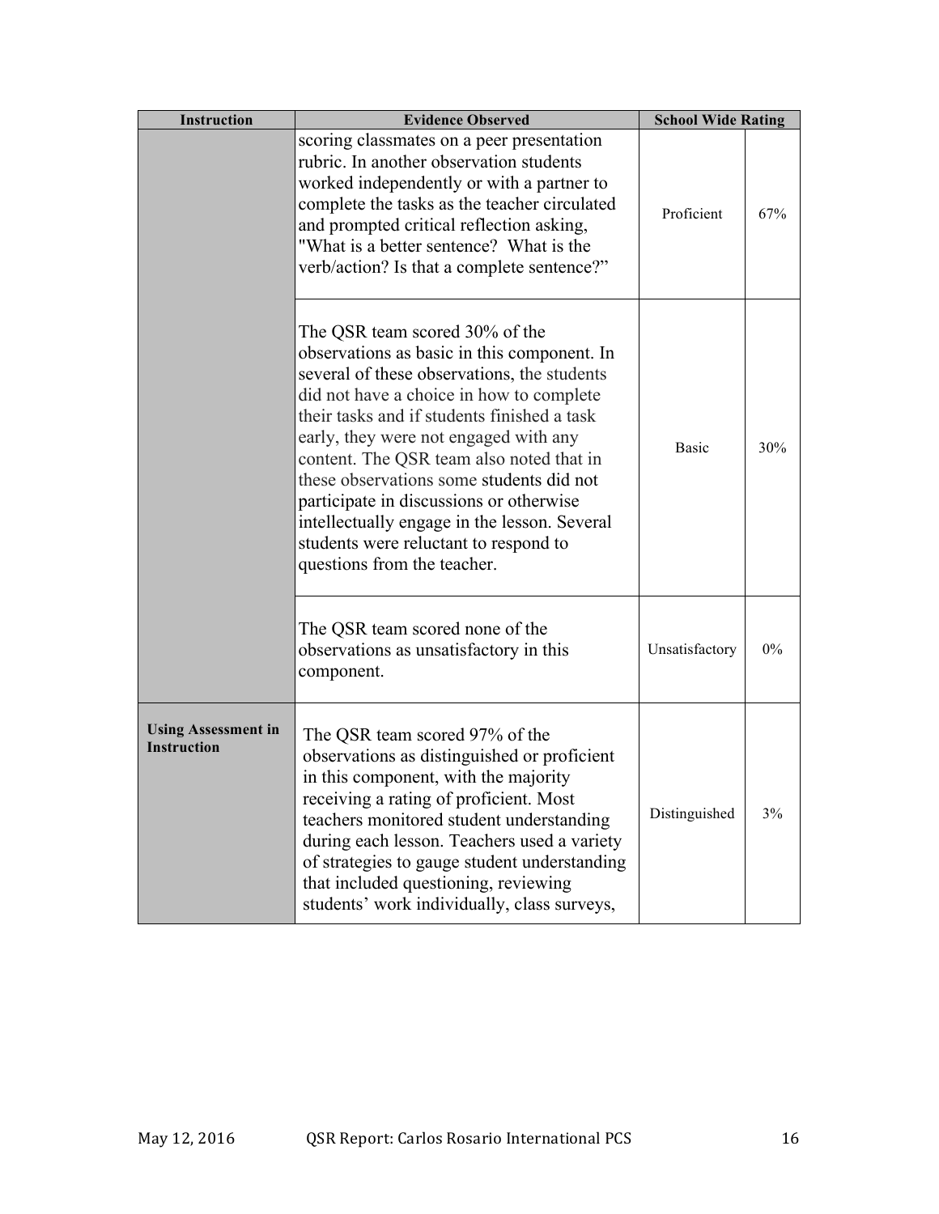| Instruction | Evidence Observed | School Wide Rating | |
|---|---|---|---|
| | scoring classmates on a peer presentation rubric. In another observation students worked independently or with a partner to complete the tasks as the teacher circulated and prompted critical reflection asking, "What is a better sentence? What is the verb/action? Is that a complete sentence?" | Proficient | 67% |
| | The QSR team scored 30% of the observations as basic in this component. In several of these observations, the students did not have a choice in how to complete their tasks and if students finished a task early, they were not engaged with any content. The QSR team also noted that in these observations some students did not participate in discussions or otherwise intellectually engage in the lesson. Several students were reluctant to respond to questions from the teacher. | Basic | 30% |
| | The QSR team scored none of the observations as unsatisfactory in this component. | Unsatisfactory | 0% |
| **Using Assessment in Instruction** | The QSR team scored 97% of the observations as distinguished or proficient in this component, with the majority receiving a rating of proficient. Most teachers monitored student understanding during each lesson. Teachers used a variety of strategies to gauge student understanding that included questioning, reviewing students' work individually, class surveys, | Distinguished | 3% |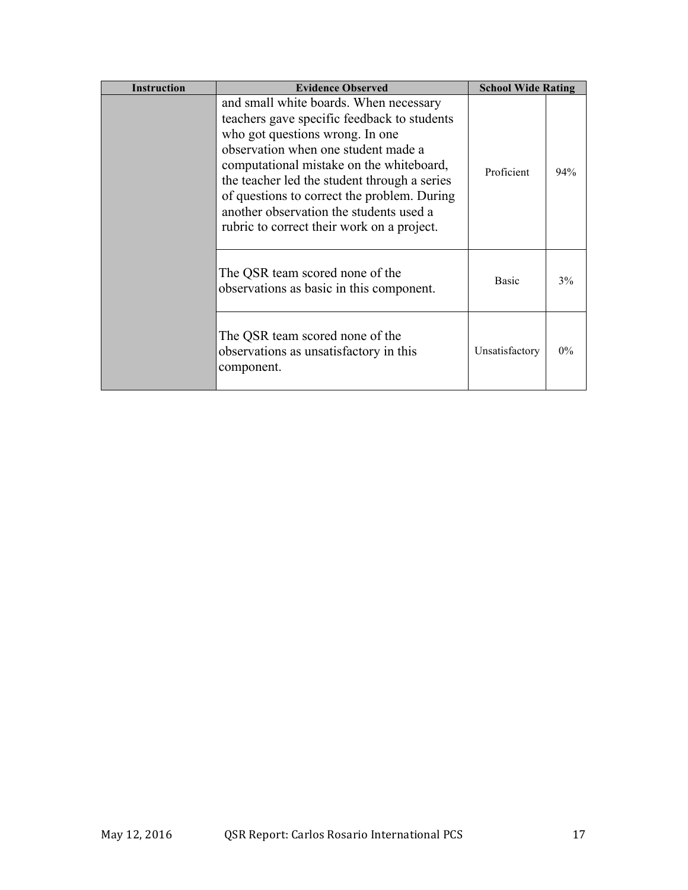| Instruction | Evidence Observed | School Wide Rating | |
|---|---|---|---|
| | and small white boards. When necessary teachers gave specific feedback to students who got questions wrong. In one observation when one student made a computational mistake on the whiteboard, the teacher led the student through a series of questions to correct the problem. During another observation the students used a rubric to correct their work on a project. | Proficient | 94% |
| | The QSR team scored none of the observations as basic in this component. | Basic | 3% |
| | The QSR team scored none of the observations as unsatisfactory in this component. | Unsatisfactory | 0% |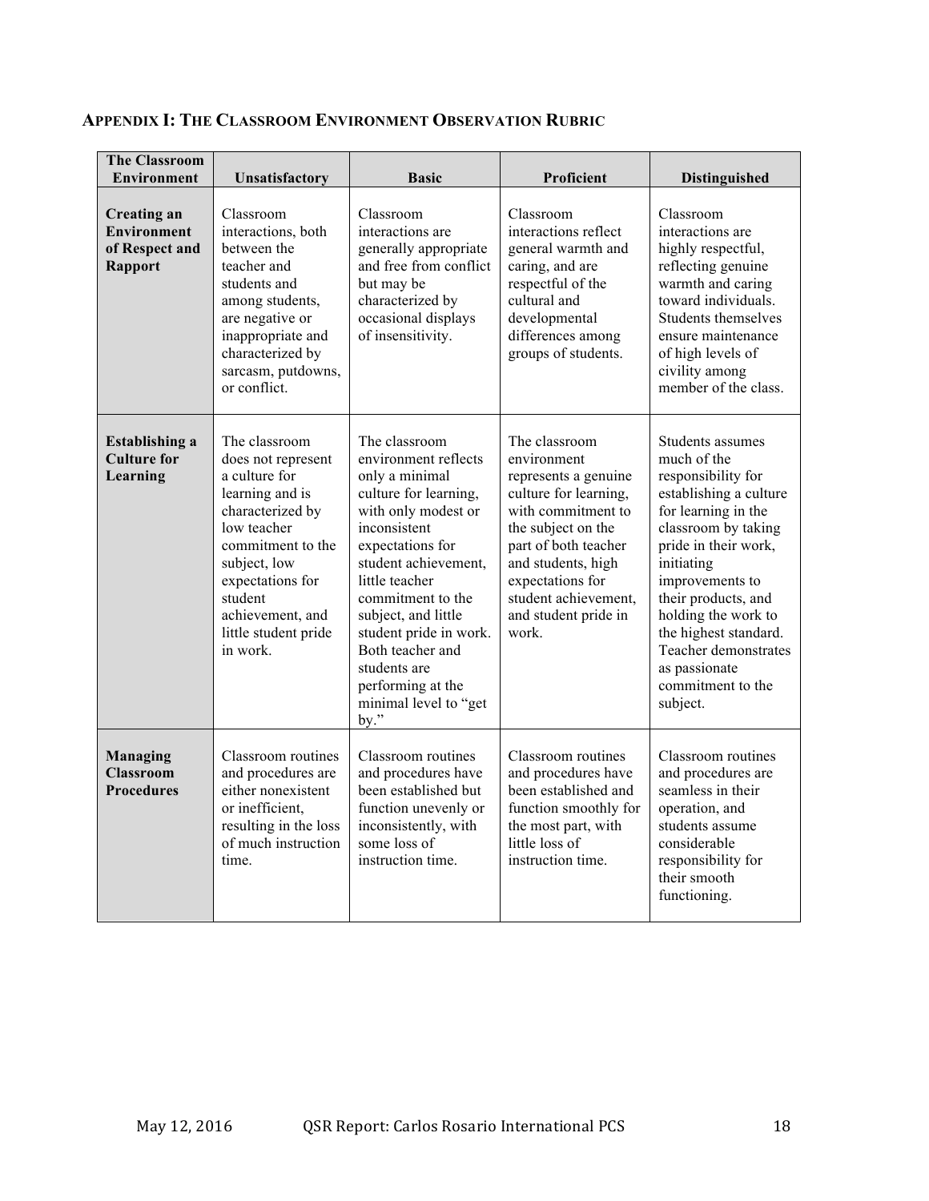## APPENDIX I: THE CLASSROOM ENVIRONMENT OBSERVATION RUBRIC

| The Classroom Environment | Unsatisfactory | Basic | Proficient | Distinguished |
|---|---|---|---|---|
| **Creating an Environment of Respect and Rapport** | Classroom interactions, both between the teacher and students and among students, are negative or inappropriate and characterized by sarcasm, putdowns, or conflict. | Classroom interactions are generally appropriate and free from conflict but may be characterized by occasional displays of insensitivity. | Classroom interactions reflect general warmth and caring, and are respectful of the cultural and developmental differences among groups of students. | Classroom interactions are highly respectful, reflecting genuine warmth and caring toward individuals. Students themselves ensure maintenance of high levels of civility among member of the class. |
| **Establishing a Culture for Learning** | The classroom does not represent a culture for learning and is characterized by low teacher commitment to the subject, low expectations for student achievement, and little student pride in work. | The classroom environment reflects only a minimal culture for learning, with only modest or inconsistent expectations for student achievement, little teacher commitment to the subject, and little student pride in work. Both teacher and students are performing at the minimal level to "get by." | The classroom environment represents a genuine culture for learning, with commitment to the subject on the part of both teacher and students, high expectations for student achievement, and student pride in work. | Students assumes much of the responsibility for establishing a culture for learning in the classroom by taking pride in their work, initiating improvements to their products, and holding the work to the highest standard. Teacher demonstrates as passionate commitment to the subject. |
| **Managing Classroom Procedures** | Classroom routines and procedures are either nonexistent or inefficient, resulting in the loss of much instruction time. | Classroom routines and procedures have been established but function unevenly or inconsistently, with some loss of instruction time. | Classroom routines and procedures have been established and function smoothly for the most part, with little loss of instruction time. | Classroom routines and procedures are seamless in their operation, and students assume considerable responsibility for their smooth functioning. |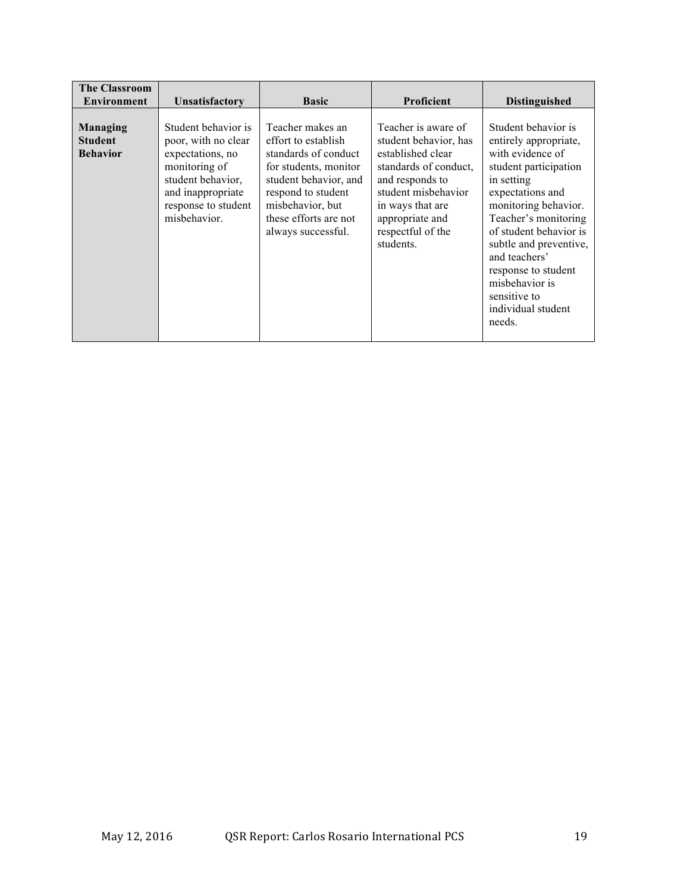| The Classroom Environment | Unsatisfactory | Basic | Proficient | Distinguished |
| --- | --- | --- | --- | --- |
| **Managing Student Behavior** | Student behavior is poor, with no clear expectations, no monitoring of student behavior, and inappropriate response to student misbehavior. | Teacher makes an effort to establish standards of conduct for students, monitor student behavior, and respond to student misbehavior, but these efforts are not always successful. | Teacher is aware of student behavior, has established clear standards of conduct, and responds to student misbehavior in ways that are appropriate and respectful of the students. | Student behavior is entirely appropriate, with evidence of student participation in setting expectations and monitoring behavior. Teacher's monitoring of student behavior is subtle and preventive, and teachers' response to student misbehavior is sensitive to individual student needs. |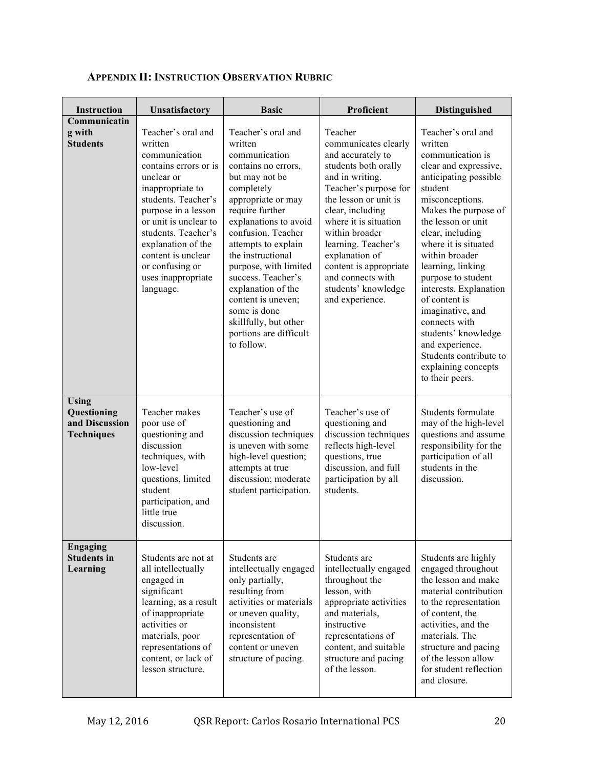### APPENDIX II: INSTRUCTION OBSERVATION RUBRIC

| Instruction | Unsatisfactory | Basic | Proficient | Distinguished |
|---|---|---|---|---|
| **Communicating with Students** | Teacher's oral and written communication contains errors or is unclear or inappropriate to students. Teacher's purpose in a lesson or unit is unclear to students. Teacher's explanation of the content is unclear or confusing or uses inappropriate language. | Teacher's oral and written communication contains no errors, but may not be completely appropriate or may require further explanations to avoid confusion. Teacher attempts to explain the instructional purpose, with limited success. Teacher's explanation of the content is uneven; some is done skillfully, but other portions are difficult to follow. | Teacher communicates clearly and accurately to students both orally and in writing. Teacher's purpose for the lesson or unit is clear, including where it is situation within broader learning. Teacher's explanation of content is appropriate and connects with students' knowledge and experience. | Teacher's oral and written communication is clear and expressive, anticipating possible student misconceptions. Makes the purpose of the lesson or unit clear, including where it is situated within broader learning, linking purpose to student interests. Explanation of content is imaginative, and connects with students' knowledge and experience. Students contribute to explaining concepts to their peers. |
| **Using Questioning and Discussion Techniques** | Teacher makes poor use of questioning and discussion techniques, with low-level questions, limited student participation, and little true discussion. | Teacher's use of questioning and discussion techniques is uneven with some high-level question; attempts at true discussion; moderate student participation. | Teacher's use of questioning and discussion techniques reflects high-level questions, true discussion, and full participation by all students. | Students formulate may of the high-level questions and assume responsibility for the participation of all students in the discussion. |
| **Engaging Students in Learning** | Students are not at all intellectually engaged in significant learning, as a result of inappropriate activities or materials, poor representations of content, or lack of lesson structure. | Students are intellectually engaged only partially, resulting from activities or materials or uneven quality, inconsistent representation of content or uneven structure of pacing. | Students are intellectually engaged throughout the lesson, with appropriate activities and materials, instructive representations of content, and suitable structure and pacing of the lesson. | Students are highly engaged throughout the lesson and make material contribution to the representation of content, the activities, and the materials. The structure and pacing of the lesson allow for student reflection and closure. |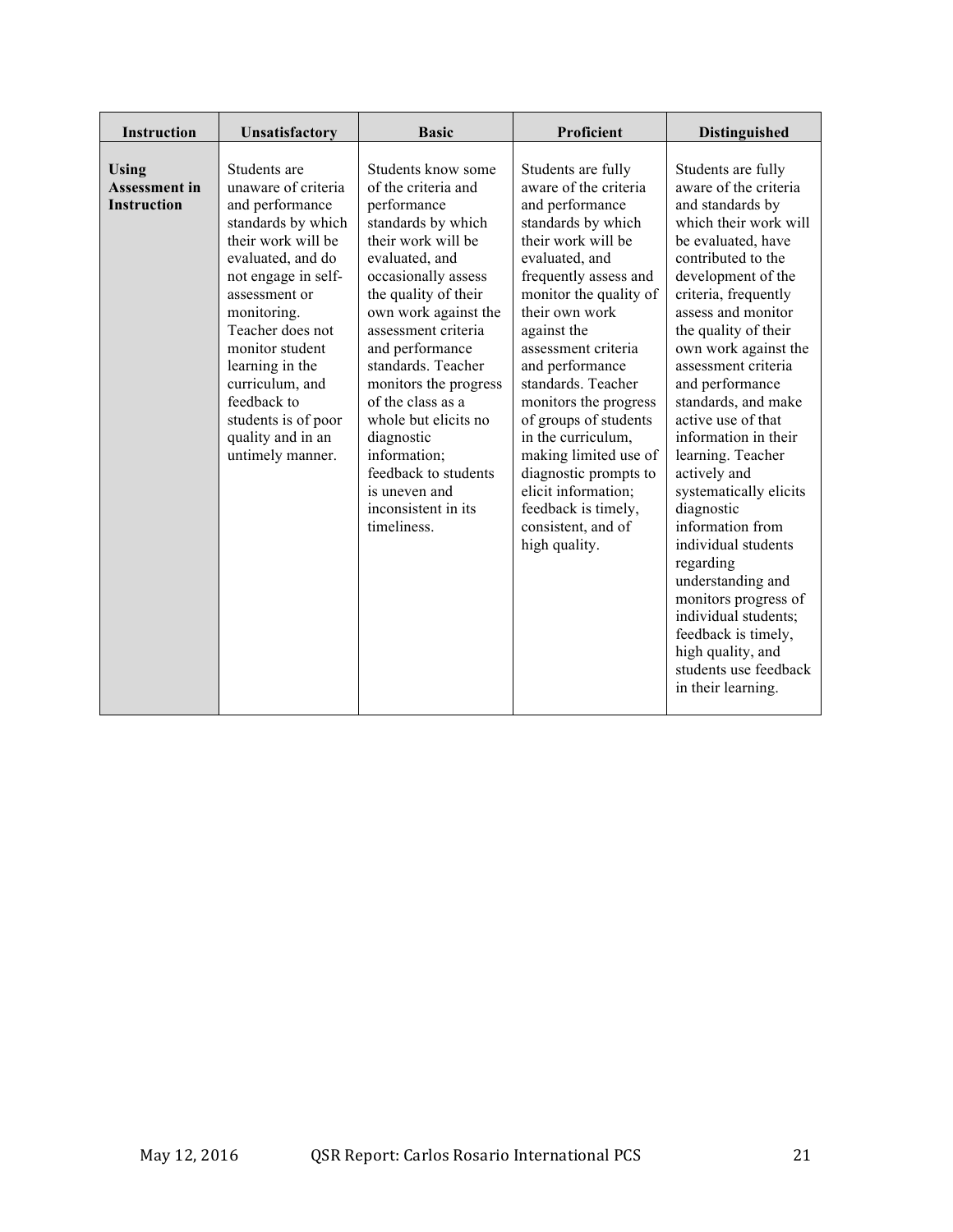| Instruction | Unsatisfactory | Basic | Proficient | Distinguished |
| --- | --- | --- | --- | --- |
| **Using Assessment in Instruction** | Students are unaware of criteria and performance standards by which their work will be evaluated, and do not engage in self-assessment or monitoring. Teacher does not monitor student learning in the curriculum, and feedback to students is of poor quality and in an untimely manner. | Students know some of the criteria and performance standards by which their work will be evaluated, and occasionally assess the quality of their own work against the assessment criteria and performance standards. Teacher monitors the progress of the class as a whole but elicits no diagnostic information; feedback to students is uneven and inconsistent in its timeliness. | Students are fully aware of the criteria and performance standards by which their work will be evaluated, and frequently assess and monitor the quality of their own work against the assessment criteria and performance standards. Teacher monitors the progress of groups of students in the curriculum, making limited use of diagnostic prompts to elicit information; feedback is timely, consistent, and of high quality. | Students are fully aware of the criteria and standards by which their work will be evaluated, have contributed to the development of the criteria, frequently assess and monitor the quality of their own work against the assessment criteria and performance standards, and make active use of that information in their learning. Teacher actively and systematically elicits diagnostic information from individual students regarding understanding and monitors progress of individual students; feedback is timely, high quality, and students use feedback in their learning. |